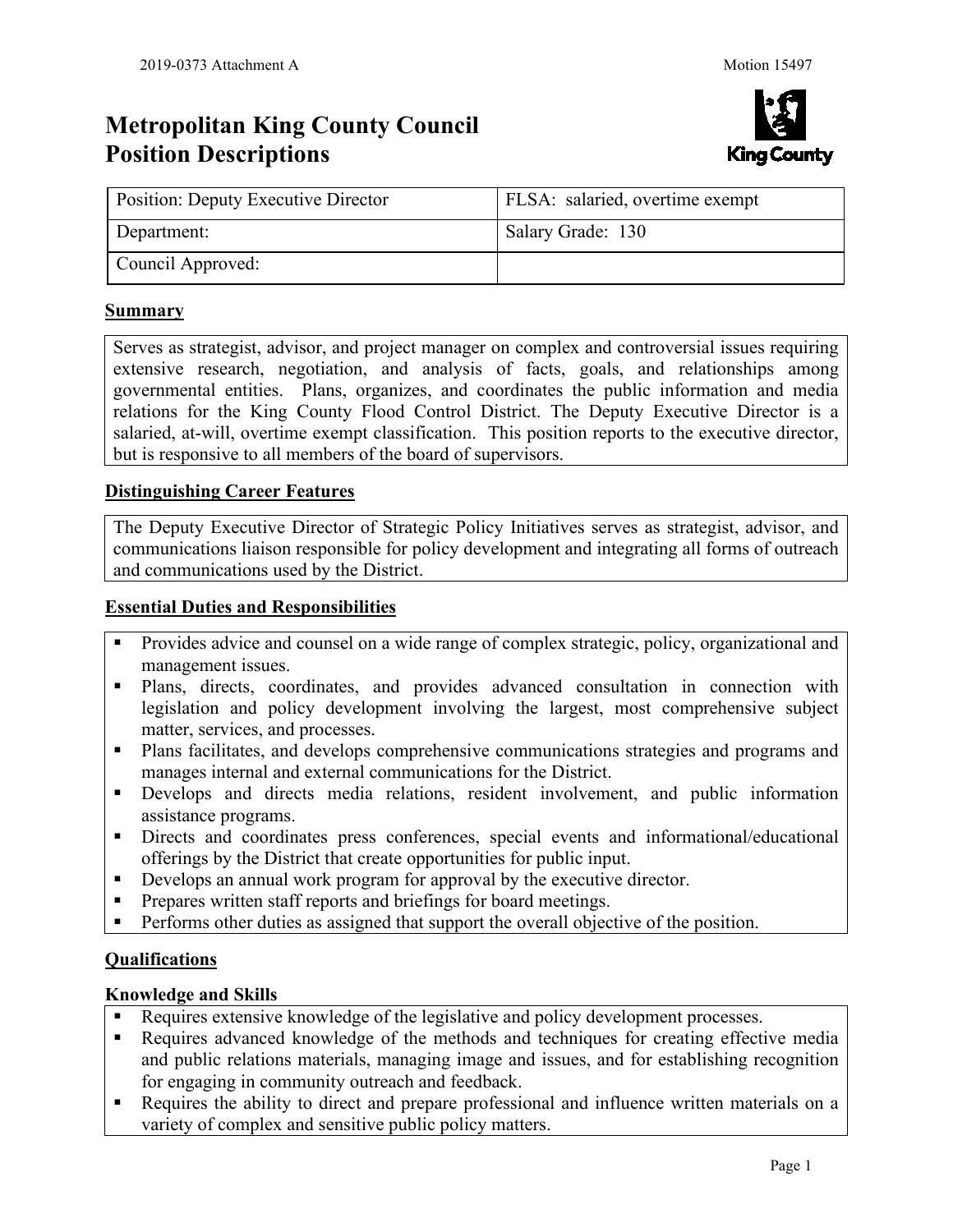# Metropolitan King County Council Position Descriptions

| Position: Deputy Executive Director | FLSA: salaried, overtime exempt |
|---|---|
| Department: | Salary Grade: 130 |
| Council Approved: | |

## Summary

Serves as strategist, advisor, and project manager on complex and controversial issues requiring extensive research, negotiation, and analysis of facts, goals, and relationships among governmental entities. Plans, organizes, and coordinates the public information and media relations for the King County Flood Control District. The Deputy Executive Director is a salaried, at-will, overtime exempt classification. This position reports to the executive director, but is responsive to all members of the board of supervisors.

## Distinguishing Career Features

The Deputy Executive Director of Strategic Policy Initiatives serves as strategist, advisor, and communications liaison responsible for policy development and integrating all forms of outreach and communications used by the District.

## Essential Duties and Responsibilities

- Provides advice and counsel on a wide range of complex strategic, policy, organizational and management issues.
- Plans, directs, coordinates, and provides advanced consultation in connection with legislation and policy development involving the largest, most comprehensive subject matter, services, and processes.
- Plans facilitates, and develops comprehensive communications strategies and programs and manages internal and external communications for the District.
- Develops and directs media relations, resident involvement, and public information assistance programs.
- Directs and coordinates press conferences, special events and informational/educational offerings by the District that create opportunities for public input.
- Develops an annual work program for approval by the executive director.
- Prepares written staff reports and briefings for board meetings.
- Performs other duties as assigned that support the overall objective of the position.

## Qualifications

### Knowledge and Skills

- Requires extensive knowledge of the legislative and policy development processes.
- Requires advanced knowledge of the methods and techniques for creating effective media and public relations materials, managing image and issues, and for establishing recognition for engaging in community outreach and feedback.
- Requires the ability to direct and prepare professional and influence written materials on a variety of complex and sensitive public policy matters.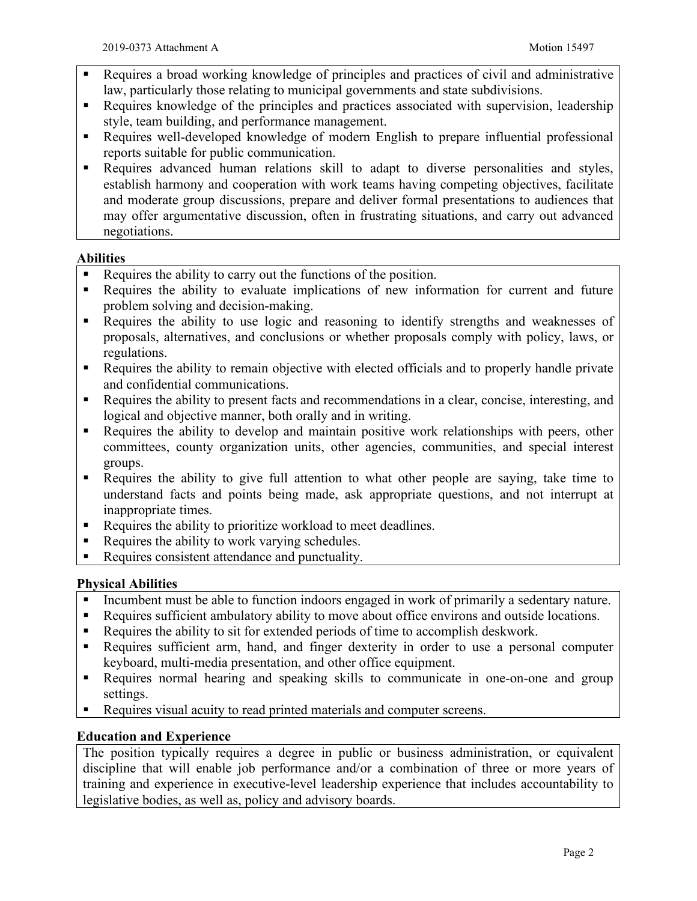- Requires a broad working knowledge of principles and practices of civil and administrative law, particularly those relating to municipal governments and state subdivisions.
- Requires knowledge of the principles and practices associated with supervision, leadership style, team building, and performance management.
- Requires well-developed knowledge of modern English to prepare influential professional reports suitable for public communication.
- Requires advanced human relations skill to adapt to diverse personalities and styles, establish harmony and cooperation with work teams having competing objectives, facilitate and moderate group discussions, prepare and deliver formal presentations to audiences that may offer argumentative discussion, often in frustrating situations, and carry out advanced negotiations.

**Abilities**

- Requires the ability to carry out the functions of the position.
- Requires the ability to evaluate implications of new information for current and future problem solving and decision-making.
- Requires the ability to use logic and reasoning to identify strengths and weaknesses of proposals, alternatives, and conclusions or whether proposals comply with policy, laws, or regulations.
- Requires the ability to remain objective with elected officials and to properly handle private and confidential communications.
- Requires the ability to present facts and recommendations in a clear, concise, interesting, and logical and objective manner, both orally and in writing.
- Requires the ability to develop and maintain positive work relationships with peers, other committees, county organization units, other agencies, communities, and special interest groups.
- Requires the ability to give full attention to what other people are saying, take time to understand facts and points being made, ask appropriate questions, and not interrupt at inappropriate times.
- Requires the ability to prioritize workload to meet deadlines.
- Requires the ability to work varying schedules.
- Requires consistent attendance and punctuality.

**Physical Abilities**

- Incumbent must be able to function indoors engaged in work of primarily a sedentary nature.
- Requires sufficient ambulatory ability to move about office environs and outside locations.
- Requires the ability to sit for extended periods of time to accomplish deskwork.
- Requires sufficient arm, hand, and finger dexterity in order to use a personal computer keyboard, multi-media presentation, and other office equipment.
- Requires normal hearing and speaking skills to communicate in one-on-one and group settings.
- Requires visual acuity to read printed materials and computer screens.

**Education and Experience**

The position typically requires a degree in public or business administration, or equivalent discipline that will enable job performance and/or a combination of three or more years of training and experience in executive-level leadership experience that includes accountability to legislative bodies, as well as, policy and advisory boards.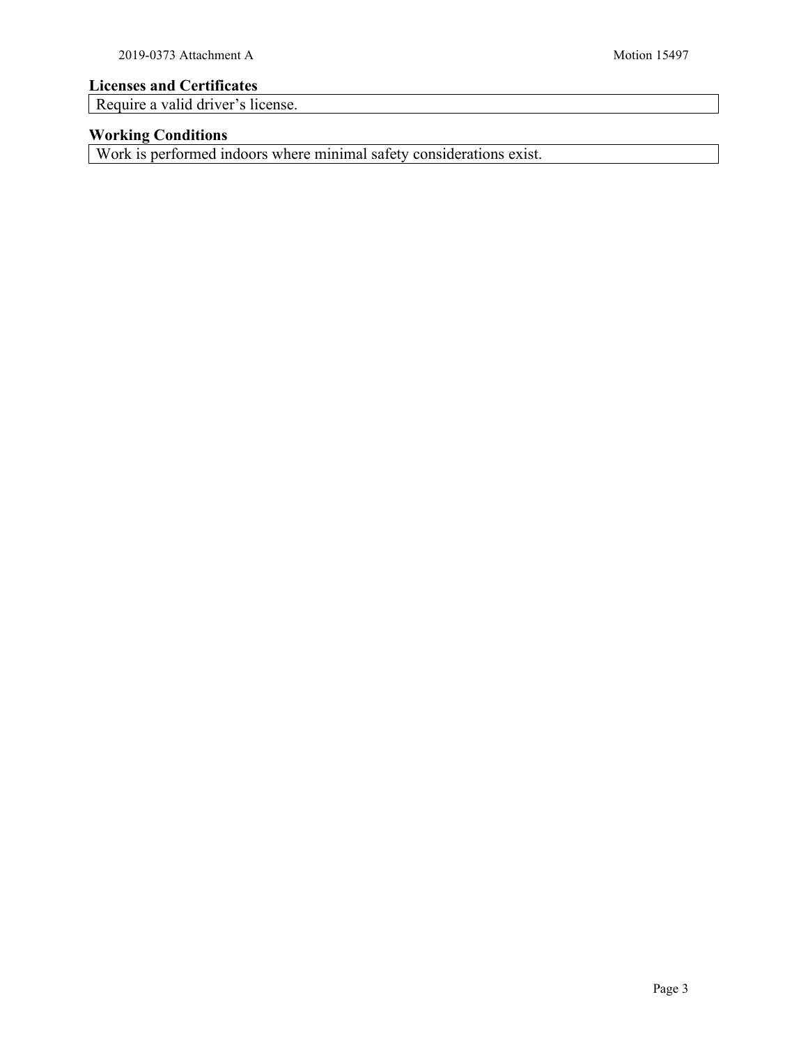**Licenses and Certificates**

| |
|---|
| Require a valid driver's license. |

**Working Conditions**

| |
|---|
| Work is performed indoors where minimal safety considerations exist. |